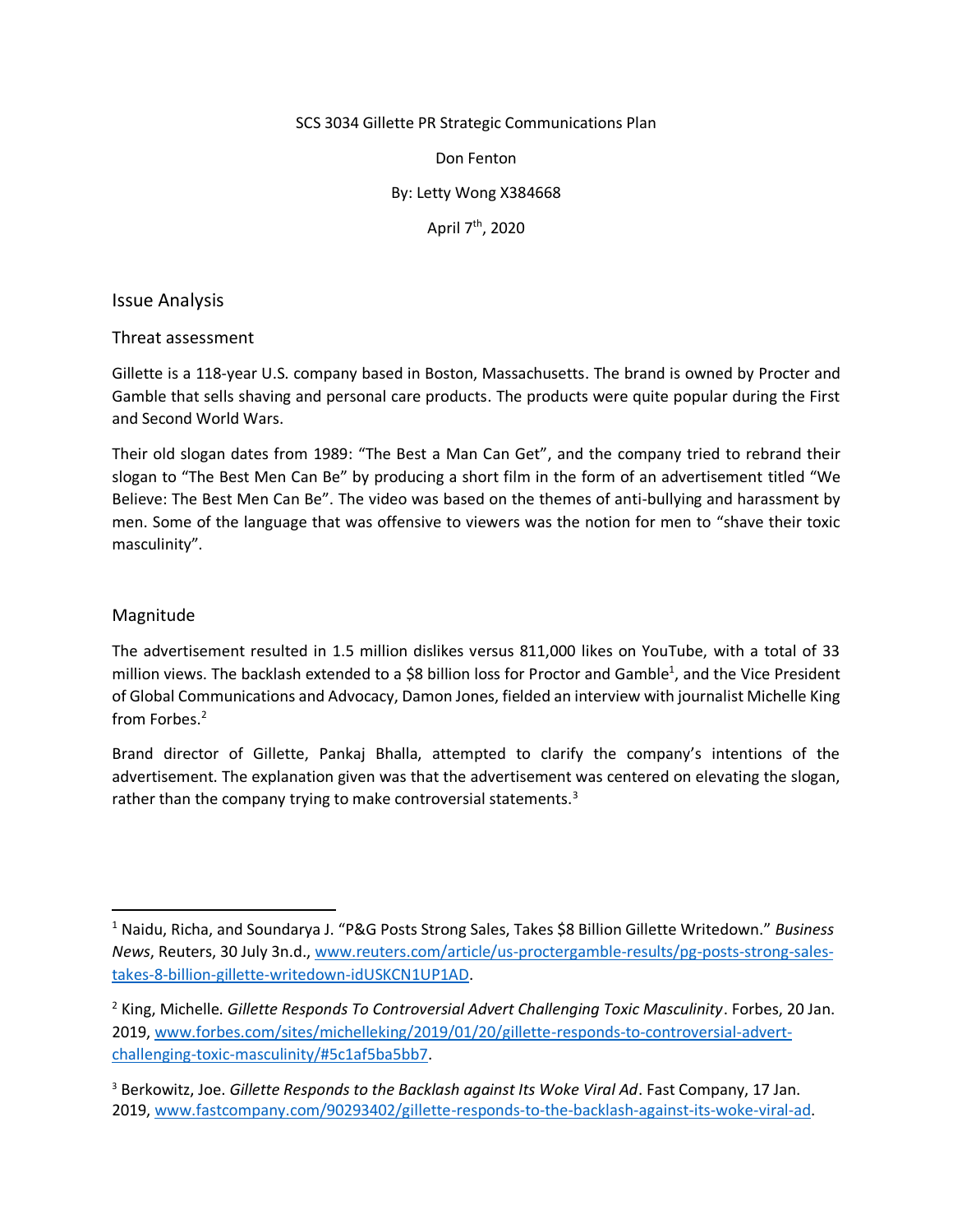SCS 3034 Gillette PR Strategic Communications Plan

Don Fenton

By: Letty Wong X384668

April 7th, 2020

## Issue Analysis

### Threat assessment

Gillette is a 118-year U.S. company based in Boston, Massachusetts. The brand is owned by Procter and Gamble that sells shaving and personal care products. The products were quite popular during the First and Second World Wars.

Their old slogan dates from 1989: "The Best a Man Can Get", and the company tried to rebrand their slogan to "The Best Men Can Be" by producing a short film in the form of an advertisement titled "We Believe: The Best Men Can Be". The video was based on the themes of anti-bullying and harassment by men. Some of the language that was offensive to viewers was the notion for men to "shave their toxic masculinity".

### Magnitude

The advertisement resulted in 1.5 million dislikes versus 811,000 likes on YouTube, with a total of 33 million views. The backlash extended to a $8 billion loss for Proctor and Gamble[1], and the Vice President of Global Communications and Advocacy, Damon Jones, fielded an interview with journalist Michelle King from Forbes.[2]

Brand director of Gillette, Pankaj Bhalla, attempted to clarify the company's intentions of the advertisement. The explanation given was that the advertisement was centered on elevating the slogan, rather than the company trying to make controversial statements.[3]

---

[1] Naidu, Richa, and Soundarya J. "P&G Posts Strong Sales, Takes $8 Billion Gillette Writedown." *Business News*, Reuters, 30 July 3n.d., www.reuters.com/article/us-proctergamble-results/pg-posts-strong-sales-takes-8-billion-gillette-writedown-idUSKCN1UP1AD.

[2] King, Michelle. *Gillette Responds To Controversial Advert Challenging Toxic Masculinity*. Forbes, 20 Jan. 2019, www.forbes.com/sites/michelleking/2019/01/20/gillette-responds-to-controversial-advert-challenging-toxic-masculinity/#5c1af5ba5bb7.

[3] Berkowitz, Joe. *Gillette Responds to the Backlash against Its Woke Viral Ad*. Fast Company, 17 Jan. 2019, www.fastcompany.com/90293402/gillette-responds-to-the-backlash-against-its-woke-viral-ad.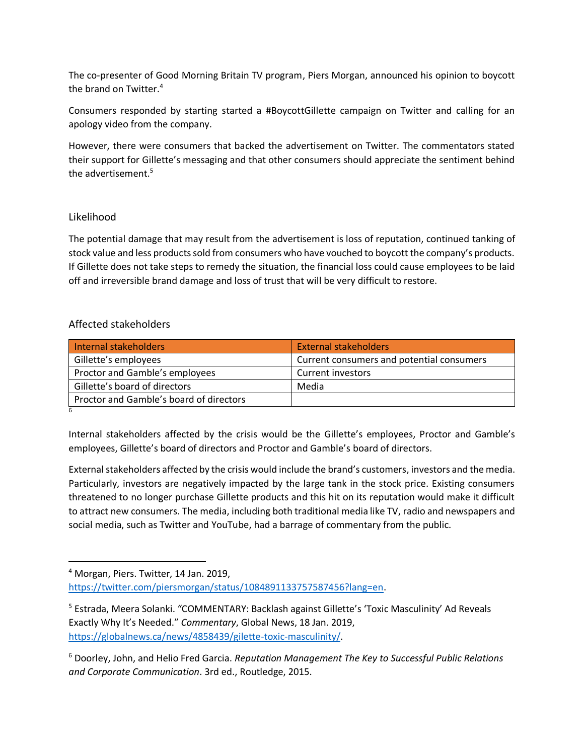The co-presenter of Good Morning Britain TV program, Piers Morgan, announced his opinion to boycott the brand on Twitter.[4]

Consumers responded by starting started a #BoycottGillette campaign on Twitter and calling for an apology video from the company.

However, there were consumers that backed the advertisement on Twitter. The commentators stated their support for Gillette's messaging and that other consumers should appreciate the sentiment behind the advertisement.[5]

## Likelihood

The potential damage that may result from the advertisement is loss of reputation, continued tanking of stock value and less products sold from consumers who have vouched to boycott the company's products. If Gillette does not take steps to remedy the situation, the financial loss could cause employees to be laid off and irreversible brand damage and loss of trust that will be very difficult to restore.

## Affected stakeholders

| Internal stakeholders | External stakeholders |
| --- | --- |
| Gillette's employees | Current consumers and potential consumers |
| Proctor and Gamble's employees | Current investors |
| Gillette's board of directors | Media |
| Proctor and Gamble's board of directors | |

[6]

Internal stakeholders affected by the crisis would be the Gillette's employees, Proctor and Gamble's employees, Gillette's board of directors and Proctor and Gamble's board of directors.

External stakeholders affected by the crisis would include the brand's customers, investors and the media. Particularly, investors are negatively impacted by the large tank in the stock price. Existing consumers threatened to no longer purchase Gillette products and this hit on its reputation would make it difficult to attract new consumers. The media, including both traditional media like TV, radio and newspapers and social media, such as Twitter and YouTube, had a barrage of commentary from the public.

---

[4] Morgan, Piers. Twitter, 14 Jan. 2019, https://twitter.com/piersmorgan/status/1084891133757587456?lang=en.

[5] Estrada, Meera Solanki. "COMMENTARY: Backlash against Gillette's 'Toxic Masculinity' Ad Reveals Exactly Why It's Needed." *Commentary*, Global News, 18 Jan. 2019, https://globalnews.ca/news/4858439/gilette-toxic-masculinity/.

[6] Doorley, John, and Helio Fred Garcia. *Reputation Management The Key to Successful Public Relations and Corporate Communication*. 3rd ed., Routledge, 2015.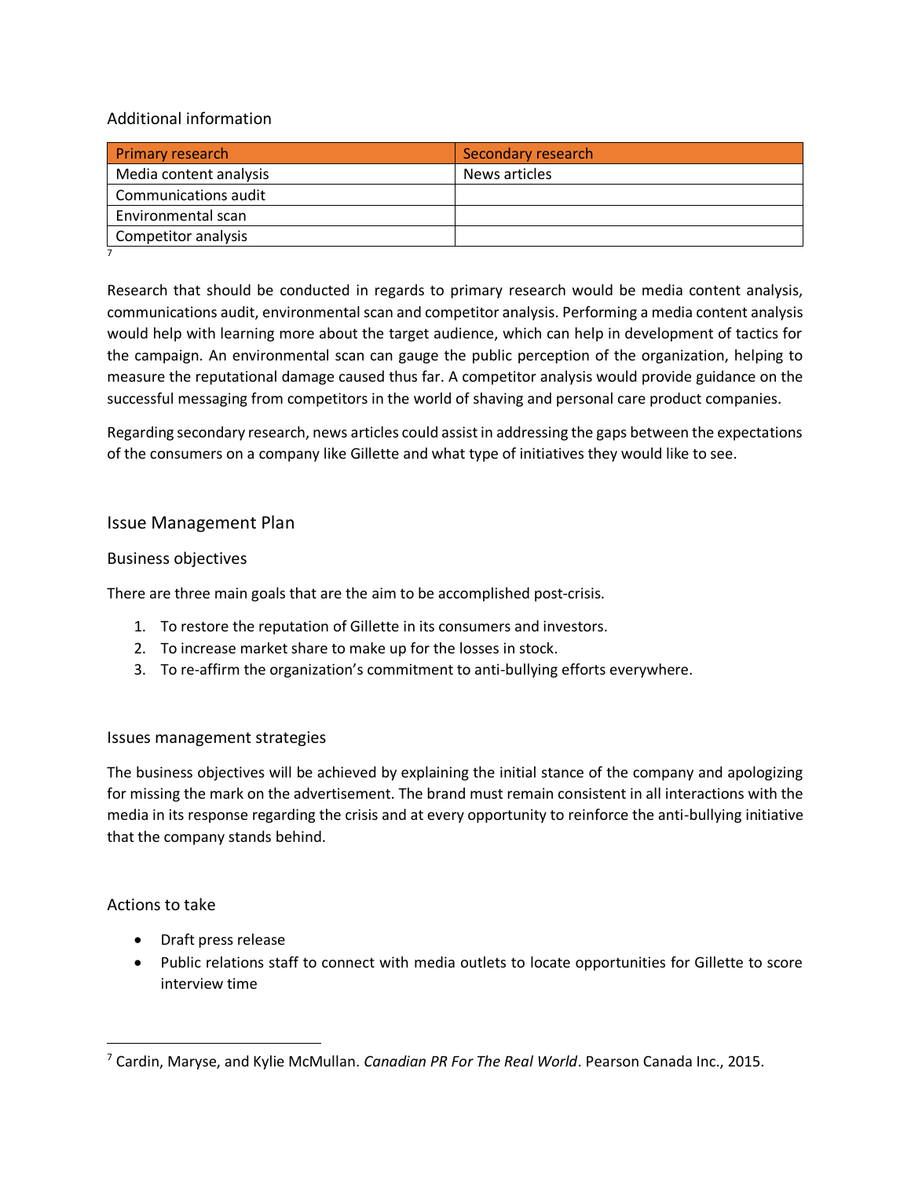## Additional information

| Primary research | Secondary research |
| --- | --- |
| Media content analysis | News articles |
| Communications audit | |
| Environmental scan | |
| Competitor analysis | |

[7]

Research that should be conducted in regards to primary research would be media content analysis, communications audit, environmental scan and competitor analysis. Performing a media content analysis would help with learning more about the target audience, which can help in development of tactics for the campaign. An environmental scan can gauge the public perception of the organization, helping to measure the reputational damage caused thus far. A competitor analysis would provide guidance on the successful messaging from competitors in the world of shaving and personal care product companies.

Regarding secondary research, news articles could assist in addressing the gaps between the expectations of the consumers on a company like Gillette and what type of initiatives they would like to see.

## Issue Management Plan

### Business objectives

There are three main goals that are the aim to be accomplished post-crisis.

1. To restore the reputation of Gillette in its consumers and investors.
2. To increase market share to make up for the losses in stock.
3. To re-affirm the organization's commitment to anti-bullying efforts everywhere.

### Issues management strategies

The business objectives will be achieved by explaining the initial stance of the company and apologizing for missing the mark on the advertisement. The brand must remain consistent in all interactions with the media in its response regarding the crisis and at every opportunity to reinforce the anti-bullying initiative that the company stands behind.

### Actions to take

- Draft press release
- Public relations staff to connect with media outlets to locate opportunities for Gillette to score interview time

[7] Cardin, Maryse, and Kylie McMullan. *Canadian PR For The Real World*. Pearson Canada Inc., 2015.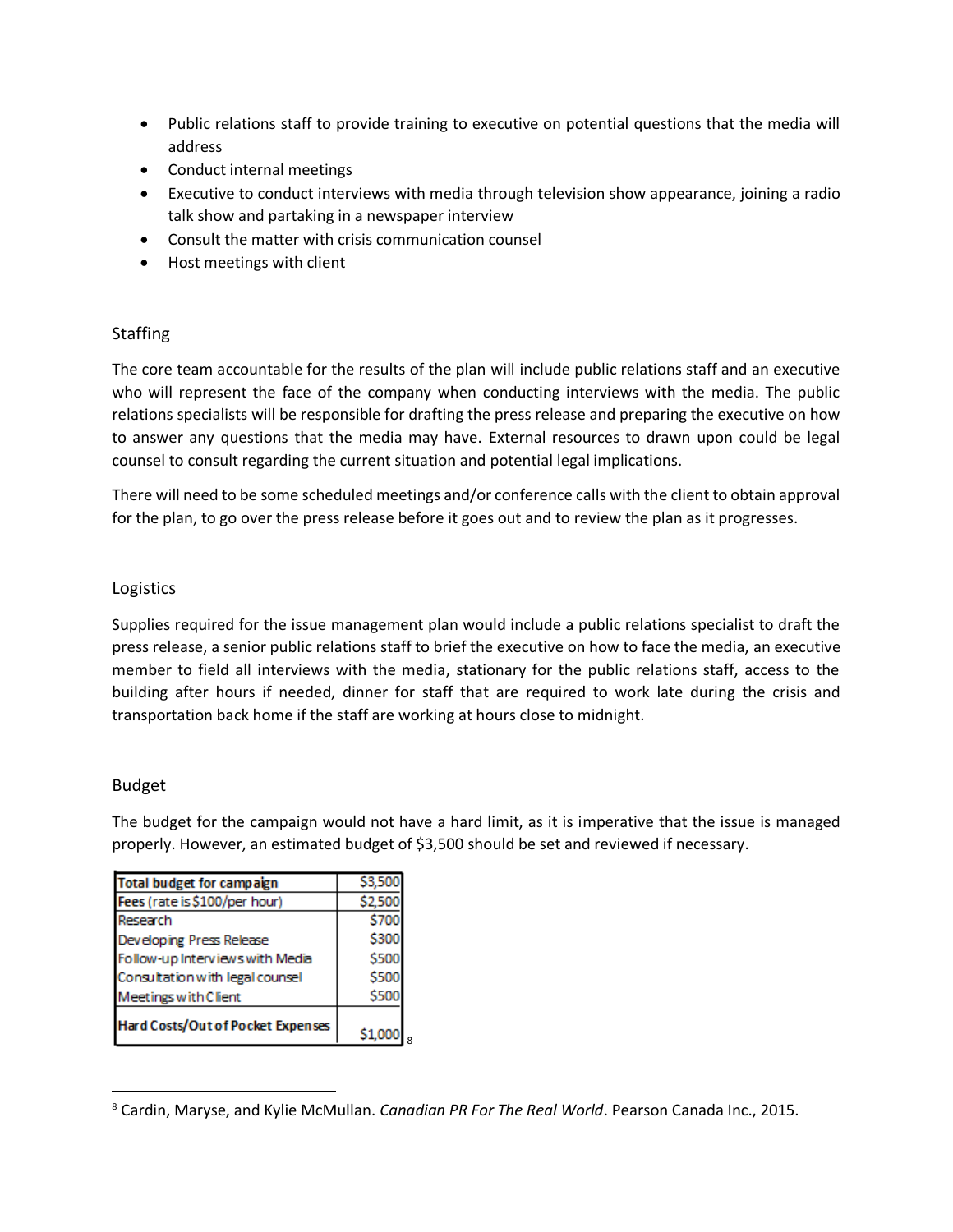- Public relations staff to provide training to executive on potential questions that the media will address
- Conduct internal meetings
- Executive to conduct interviews with media through television show appearance, joining a radio talk show and partaking in a newspaper interview
- Consult the matter with crisis communication counsel
- Host meetings with client

## Staffing

The core team accountable for the results of the plan will include public relations staff and an executive who will represent the face of the company when conducting interviews with the media. The public relations specialists will be responsible for drafting the press release and preparing the executive on how to answer any questions that the media may have. External resources to drawn upon could be legal counsel to consult regarding the current situation and potential legal implications.

There will need to be some scheduled meetings and/or conference calls with the client to obtain approval for the plan, to go over the press release before it goes out and to review the plan as it progresses.

## Logistics

Supplies required for the issue management plan would include a public relations specialist to draft the press release, a senior public relations staff to brief the executive on how to face the media, an executive member to field all interviews with the media, stationary for the public relations staff, access to the building after hours if needed, dinner for staff that are required to work late during the crisis and transportation back home if the staff are working at hours close to midnight.

## Budget

The budget for the campaign would not have a hard limit, as it is imperative that the issue is managed properly. However, an estimated budget of $3,500 should be set and reviewed if necessary.

| | |
|---|---|
| **Total budget for campaign** | $3,500 |
| **Fees** (rate is $100/per hour) | $2,500 |
| Research | $700 |
| Developing Press Release | $300 |
| Follow-up Interviews with Media | $500 |
| Consultation with legal counsel | $500 |
| Meetings with Client | $500 |
| **Hard Costs/Out of Pocket Expenses** | $1,000 |

[8]

[8] Cardin, Maryse, and Kylie McMullan. *Canadian PR For The Real World*. Pearson Canada Inc., 2015.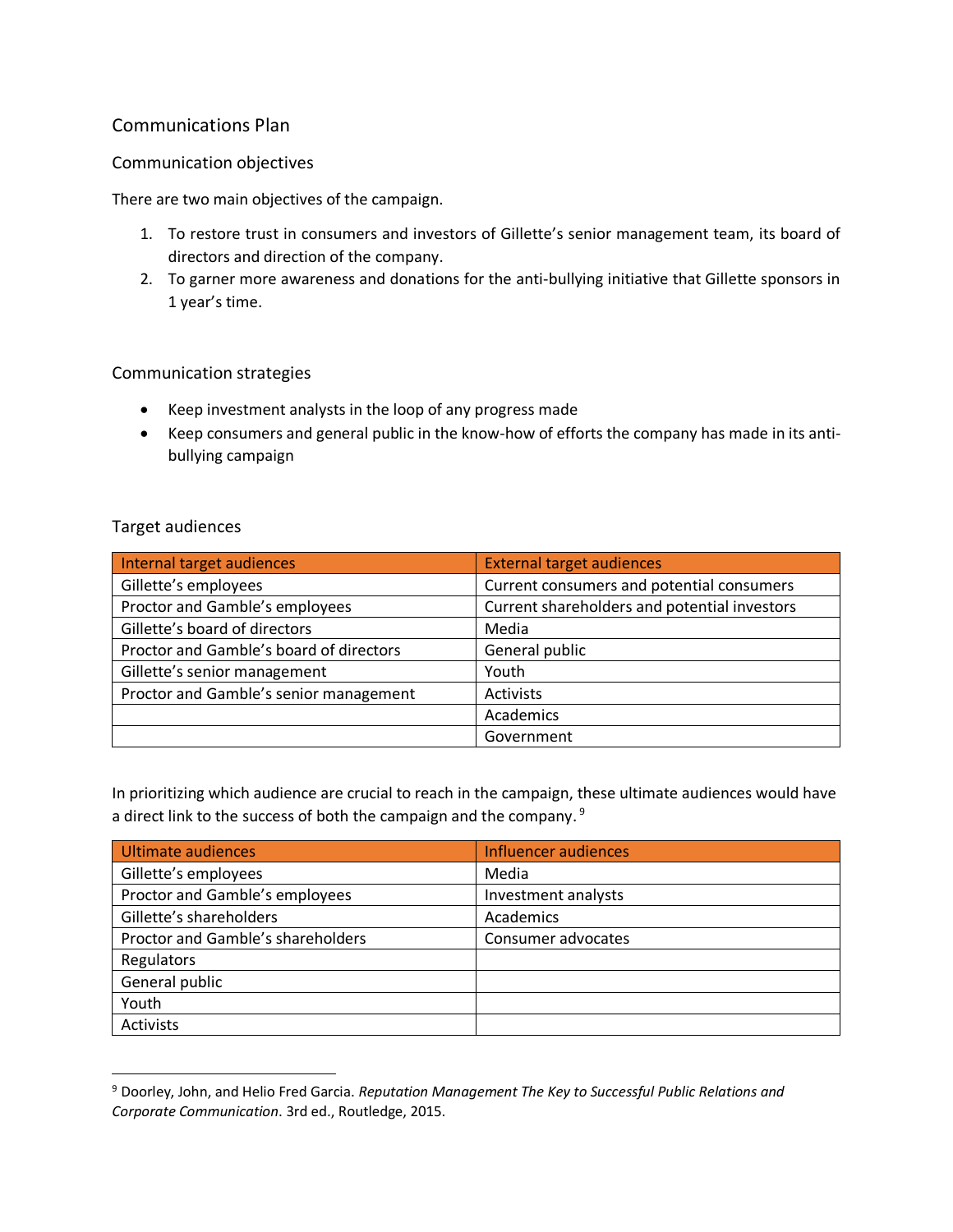## Communications Plan

### Communication objectives

There are two main objectives of the campaign.

1. To restore trust in consumers and investors of Gillette's senior management team, its board of directors and direction of the company.
2. To garner more awareness and donations for the anti-bullying initiative that Gillette sponsors in 1 year's time.

### Communication strategies

- Keep investment analysts in the loop of any progress made
- Keep consumers and general public in the know-how of efforts the company has made in its anti-bullying campaign

### Target audiences

| Internal target audiences | External target audiences |
| --- | --- |
| Gillette's employees | Current consumers and potential consumers |
| Proctor and Gamble's employees | Current shareholders and potential investors |
| Gillette's board of directors | Media |
| Proctor and Gamble's board of directors | General public |
| Gillette's senior management | Youth |
| Proctor and Gamble's senior management | Activists |
| | Academics |
| | Government |

In prioritizing which audience are crucial to reach in the campaign, these ultimate audiences would have a direct link to the success of both the campaign and the company.[9]

| Ultimate audiences | Influencer audiences |
| --- | --- |
| Gillette's employees | Media |
| Proctor and Gamble's employees | Investment analysts |
| Gillette's shareholders | Academics |
| Proctor and Gamble's shareholders | Consumer advocates |
| Regulators | |
| General public | |
| Youth | |
| Activists | |

[9] Doorley, John, and Helio Fred Garcia. *Reputation Management The Key to Successful Public Relations and Corporate Communication*. 3rd ed., Routledge, 2015.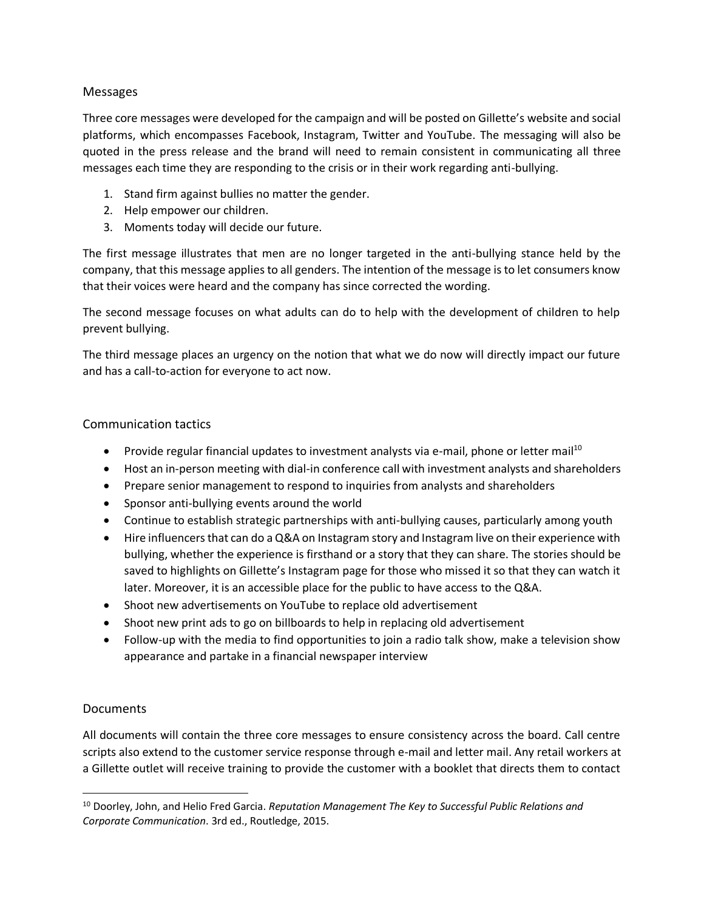## Messages

Three core messages were developed for the campaign and will be posted on Gillette's website and social platforms, which encompasses Facebook, Instagram, Twitter and YouTube. The messaging will also be quoted in the press release and the brand will need to remain consistent in communicating all three messages each time they are responding to the crisis or in their work regarding anti-bullying.

1. Stand firm against bullies no matter the gender.
2. Help empower our children.
3. Moments today will decide our future.

The first message illustrates that men are no longer targeted in the anti-bullying stance held by the company, that this message applies to all genders. The intention of the message is to let consumers know that their voices were heard and the company has since corrected the wording.

The second message focuses on what adults can do to help with the development of children to help prevent bullying.

The third message places an urgency on the notion that what we do now will directly impact our future and has a call-to-action for everyone to act now.

## Communication tactics

- Provide regular financial updates to investment analysts via e-mail, phone or letter mail[10]
- Host an in-person meeting with dial-in conference call with investment analysts and shareholders
- Prepare senior management to respond to inquiries from analysts and shareholders
- Sponsor anti-bullying events around the world
- Continue to establish strategic partnerships with anti-bullying causes, particularly among youth
- Hire influencers that can do a Q&A on Instagram story and Instagram live on their experience with bullying, whether the experience is firsthand or a story that they can share. The stories should be saved to highlights on Gillette's Instagram page for those who missed it so that they can watch it later. Moreover, it is an accessible place for the public to have access to the Q&A.
- Shoot new advertisements on YouTube to replace old advertisement
- Shoot new print ads to go on billboards to help in replacing old advertisement
- Follow-up with the media to find opportunities to join a radio talk show, make a television show appearance and partake in a financial newspaper interview

## Documents

All documents will contain the three core messages to ensure consistency across the board. Call centre scripts also extend to the customer service response through e-mail and letter mail. Any retail workers at a Gillette outlet will receive training to provide the customer with a booklet that directs them to contact

[10] Doorley, John, and Helio Fred Garcia. *Reputation Management The Key to Successful Public Relations and Corporate Communication*. 3rd ed., Routledge, 2015.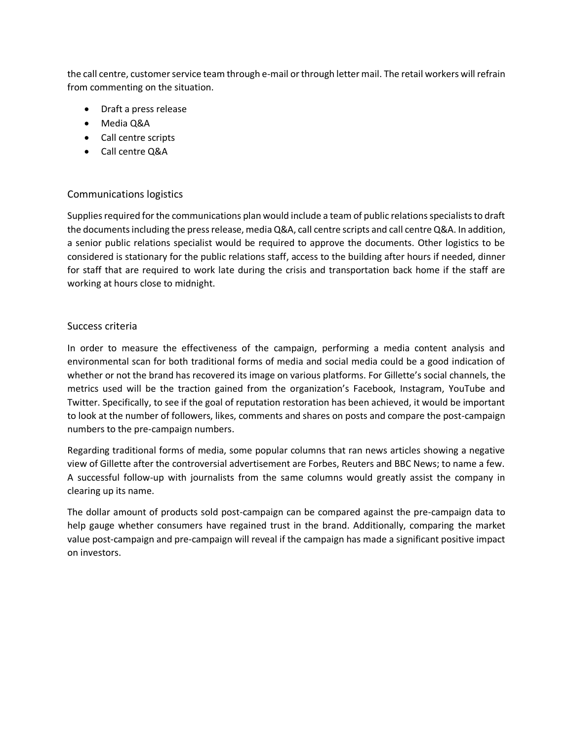the call centre, customer service team through e-mail or through letter mail. The retail workers will refrain from commenting on the situation.

- Draft a press release
- Media Q&A
- Call centre scripts
- Call centre Q&A

## Communications logistics

Supplies required for the communications plan would include a team of public relations specialists to draft the documents including the press release, media Q&A, call centre scripts and call centre Q&A. In addition, a senior public relations specialist would be required to approve the documents. Other logistics to be considered is stationary for the public relations staff, access to the building after hours if needed, dinner for staff that are required to work late during the crisis and transportation back home if the staff are working at hours close to midnight.

## Success criteria

In order to measure the effectiveness of the campaign, performing a media content analysis and environmental scan for both traditional forms of media and social media could be a good indication of whether or not the brand has recovered its image on various platforms. For Gillette's social channels, the metrics used will be the traction gained from the organization's Facebook, Instagram, YouTube and Twitter. Specifically, to see if the goal of reputation restoration has been achieved, it would be important to look at the number of followers, likes, comments and shares on posts and compare the post-campaign numbers to the pre-campaign numbers.

Regarding traditional forms of media, some popular columns that ran news articles showing a negative view of Gillette after the controversial advertisement are Forbes, Reuters and BBC News; to name a few. A successful follow-up with journalists from the same columns would greatly assist the company in clearing up its name.

The dollar amount of products sold post-campaign can be compared against the pre-campaign data to help gauge whether consumers have regained trust in the brand. Additionally, comparing the market value post-campaign and pre-campaign will reveal if the campaign has made a significant positive impact on investors.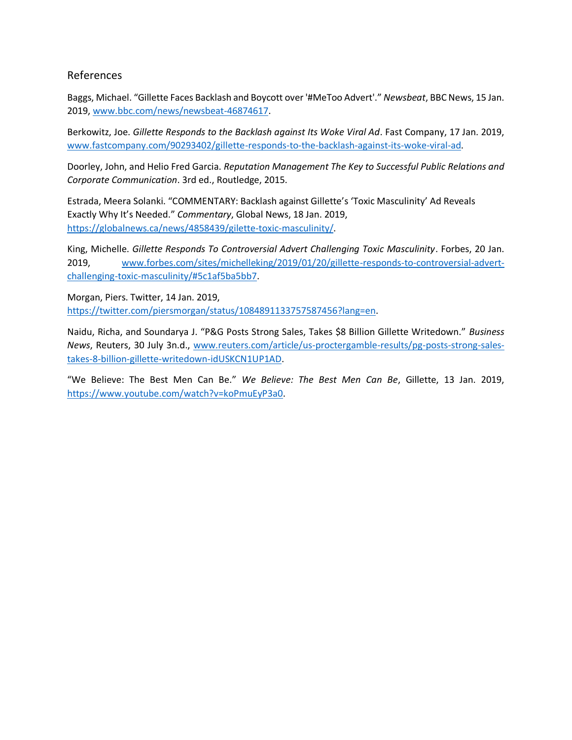## References

Baggs, Michael. “Gillette Faces Backlash and Boycott over '#MeToo Advert'.” *Newsbeat*, BBC News, 15 Jan. 2019, www.bbc.com/news/newsbeat-46874617.

Berkowitz, Joe. *Gillette Responds to the Backlash against Its Woke Viral Ad*. Fast Company, 17 Jan. 2019, www.fastcompany.com/90293402/gillette-responds-to-the-backlash-against-its-woke-viral-ad.

Doorley, John, and Helio Fred Garcia. *Reputation Management The Key to Successful Public Relations and Corporate Communication*. 3rd ed., Routledge, 2015.

Estrada, Meera Solanki. “COMMENTARY: Backlash against Gillette’s ‘Toxic Masculinity’ Ad Reveals Exactly Why It’s Needed.” *Commentary*, Global News, 18 Jan. 2019, https://globalnews.ca/news/4858439/gilette-toxic-masculinity/.

King, Michelle. *Gillette Responds To Controversial Advert Challenging Toxic Masculinity*. Forbes, 20 Jan. 2019, www.forbes.com/sites/michelleking/2019/01/20/gillette-responds-to-controversial-advert-challenging-toxic-masculinity/#5c1af5ba5bb7.

Morgan, Piers. Twitter, 14 Jan. 2019, https://twitter.com/piersmorgan/status/1084891133757587456?lang=en.

Naidu, Richa, and Soundarya J. “P&G Posts Strong Sales, Takes $8 Billion Gillette Writedown.” *Business News*, Reuters, 30 July 3n.d., www.reuters.com/article/us-proctergamble-results/pg-posts-strong-sales-takes-8-billion-gillette-writedown-idUSKCN1UP1AD.

“We Believe: The Best Men Can Be.” *We Believe: The Best Men Can Be*, Gillette, 13 Jan. 2019, https://www.youtube.com/watch?v=koPmuEyP3a0.